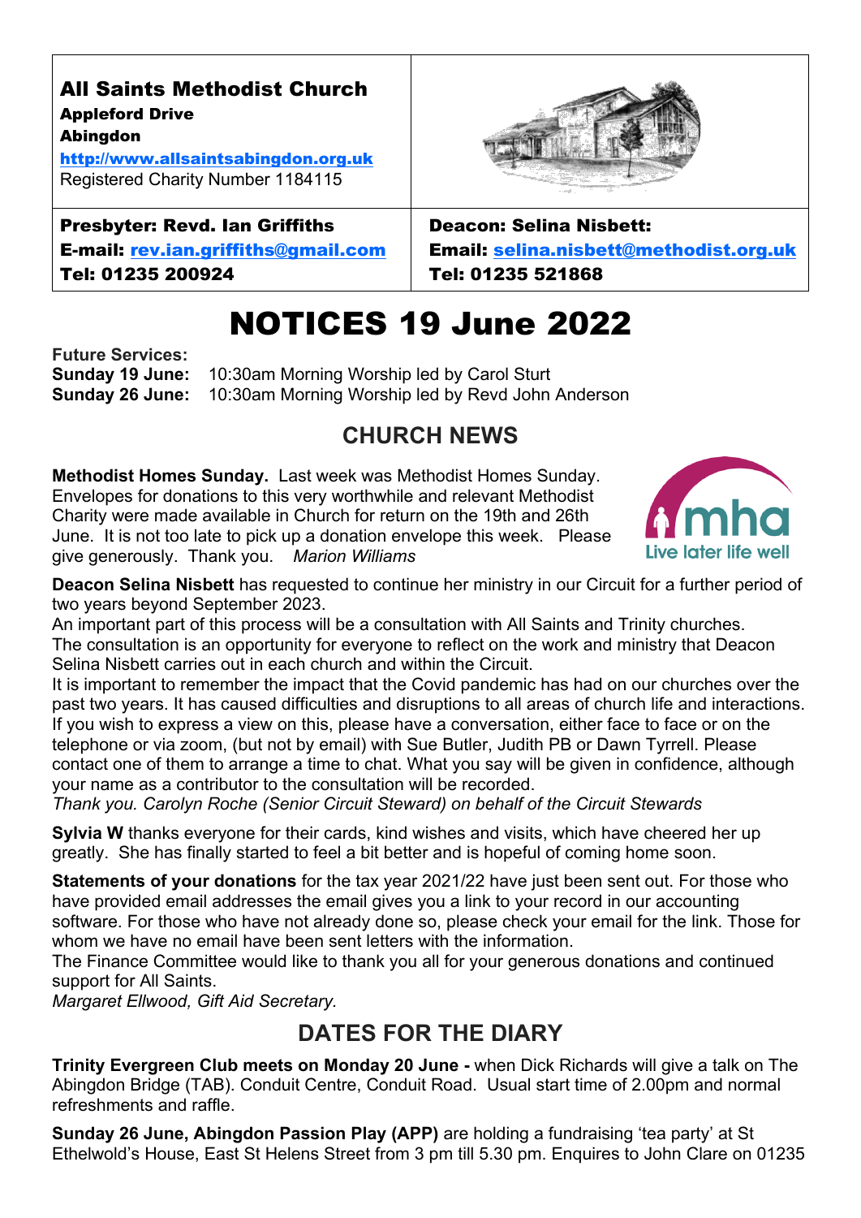**All Saints Methodist Church**
**Appleford Drive**
**Abingdon**
**http://www.allsaintsabingdon.org.uk**
Registered Charity Number 1184115

**Presbyter: Revd. Ian Griffiths**
**E-mail: rev.ian.griffiths@gmail.com**
**Tel: 01235 200924**

**Deacon: Selina Nisbett:**
**Email: selina.nisbett@methodist.org.uk**
**Tel: 01235 521868**

# NOTICES 19 June 2022

**Future Services:**
**Sunday 19 June:** 10:30am Morning Worship led by Carol Sturt
**Sunday 26 June:** 10:30am Morning Worship led by Revd John Anderson

## CHURCH NEWS

**Methodist Homes Sunday.** Last week was Methodist Homes Sunday. Envelopes for donations to this very worthwhile and relevant Methodist Charity were made available in Church for return on the 19th and 26th June. It is not too late to pick up a donation envelope this week. Please give generously. Thank you. *Marion Williams*

**Deacon Selina Nisbett** has requested to continue her ministry in our Circuit for a further period of two years beyond September 2023.
An important part of this process will be a consultation with All Saints and Trinity churches. The consultation is an opportunity for everyone to reflect on the work and ministry that Deacon Selina Nisbett carries out in each church and within the Circuit.
It is important to remember the impact that the Covid pandemic has had on our churches over the past two years. It has caused difficulties and disruptions to all areas of church life and interactions.
If you wish to express a view on this, please have a conversation, either face to face or on the telephone or via zoom, (but not by email) with Sue Butler, Judith PB or Dawn Tyrrell. Please contact one of them to arrange a time to chat. What you say will be given in confidence, although your name as a contributor to the consultation will be recorded.
*Thank you. Carolyn Roche (Senior Circuit Steward) on behalf of the Circuit Stewards*

**Sylvia W** thanks everyone for their cards, kind wishes and visits, which have cheered her up greatly. She has finally started to feel a bit better and is hopeful of coming home soon.

**Statements of your donations** for the tax year 2021/22 have just been sent out. For those who have provided email addresses the email gives you a link to your record in our accounting software. For those who have not already done so, please check your email for the link. Those for whom we have no email have been sent letters with the information.
The Finance Committee would like to thank you all for your generous donations and continued support for All Saints.
*Margaret Ellwood, Gift Aid Secretary.*

## DATES FOR THE DIARY

**Trinity Evergreen Club meets on Monday 20 June -** when Dick Richards will give a talk on The Abingdon Bridge (TAB). Conduit Centre, Conduit Road. Usual start time of 2.00pm and normal refreshments and raffle.

**Sunday 26 June, Abingdon Passion Play (APP)** are holding a fundraising 'tea party' at St Ethelwold's House, East St Helens Street from 3 pm till 5.30 pm. Enquires to John Clare on 01235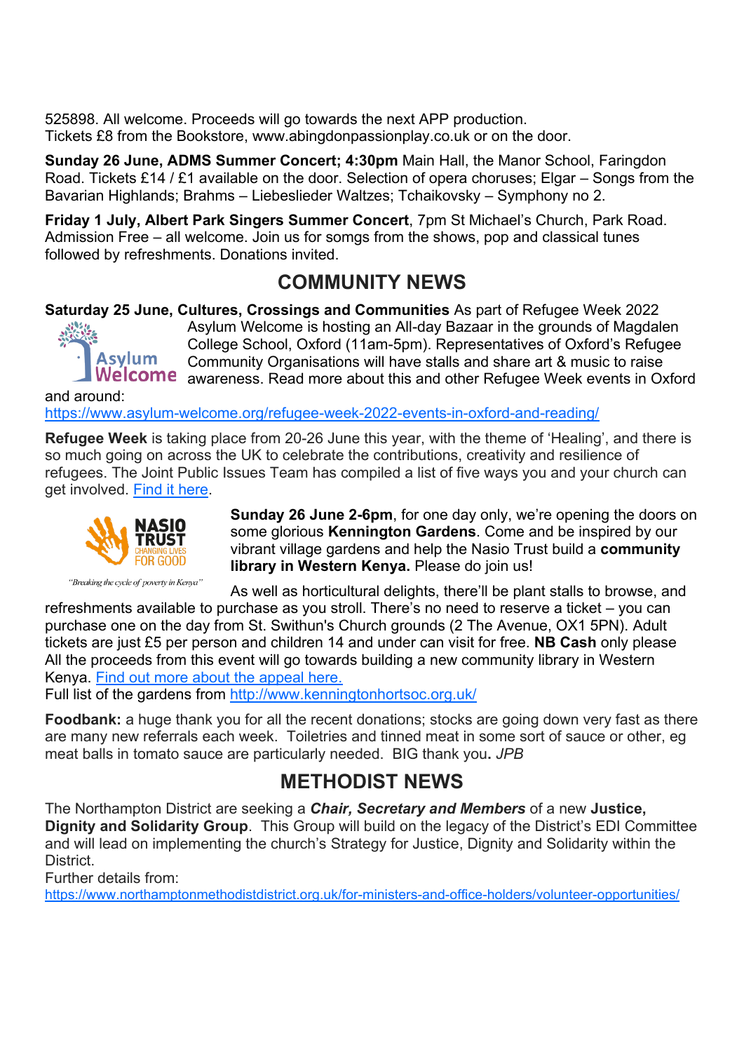525898. All welcome. Proceeds will go towards the next APP production.
Tickets £8 from the Bookstore, www.abingdonpassionplay.co.uk or on the door.

**Sunday 26 June, ADMS Summer Concert; 4:30pm** Main Hall, the Manor School, Faringdon Road. Tickets £14 / £1 available on the door. Selection of opera choruses; Elgar – Songs from the Bavarian Highlands; Brahms – Liebeslieder Waltzes; Tchaikovsky – Symphony no 2.

**Friday 1 July, Albert Park Singers Summer Concert**, 7pm St Michael's Church, Park Road. Admission Free – all welcome. Join us for somgs from the shows, pop and classical tunes followed by refreshments. Donations invited.

## COMMUNITY NEWS

**Saturday 25 June, Cultures, Crossings and Communities** As part of Refugee Week 2022 Asylum Welcome is hosting an All-day Bazaar in the grounds of Magdalen College School, Oxford (11am-5pm). Representatives of Oxford's Refugee Community Organisations will have stalls and share art & music to raise awareness. Read more about this and other Refugee Week events in Oxford and around:
https://www.asylum-welcome.org/refugee-week-2022-events-in-oxford-and-reading/

**Refugee Week** is taking place from 20-26 June this year, with the theme of 'Healing', and there is so much going on across the UK to celebrate the contributions, creativity and resilience of refugees. The Joint Public Issues Team has compiled a list of five ways you and your church can get involved. Find it here.

"Breaking the cycle of poverty in Kenya"

**Sunday 26 June 2-6pm**, for one day only, we're opening the doors on some glorious **Kennington Gardens**. Come and be inspired by our vibrant village gardens and help the Nasio Trust build a **community library in Western Kenya.** Please do join us!

As well as horticultural delights, there'll be plant stalls to browse, and refreshments available to purchase as you stroll. There's no need to reserve a ticket – you can purchase one on the day from St. Swithun's Church grounds (2 The Avenue, OX1 5PN). Adult tickets are just £5 per person and children 14 and under can visit for free. **NB Cash** only please All the proceeds from this event will go towards building a new community library in Western Kenya. Find out more about the appeal here.
Full list of the gardens from http://www.kenningtonhortsoc.org.uk/

**Foodbank:** a huge thank you for all the recent donations; stocks are going down very fast as there are many new referrals each week. Toiletries and tinned meat in some sort of sauce or other, eg meat balls in tomato sauce are particularly needed. BIG thank you**.** *JPB*

## METHODIST NEWS

The Northampton District are seeking a ***Chair, Secretary and Members*** of a new **Justice, Dignity and Solidarity Group**. This Group will build on the legacy of the District's EDI Committee and will lead on implementing the church's Strategy for Justice, Dignity and Solidarity within the District.
Further details from:
https://www.northamptonmethodistdistrict.org.uk/for-ministers-and-office-holders/volunteer-opportunities/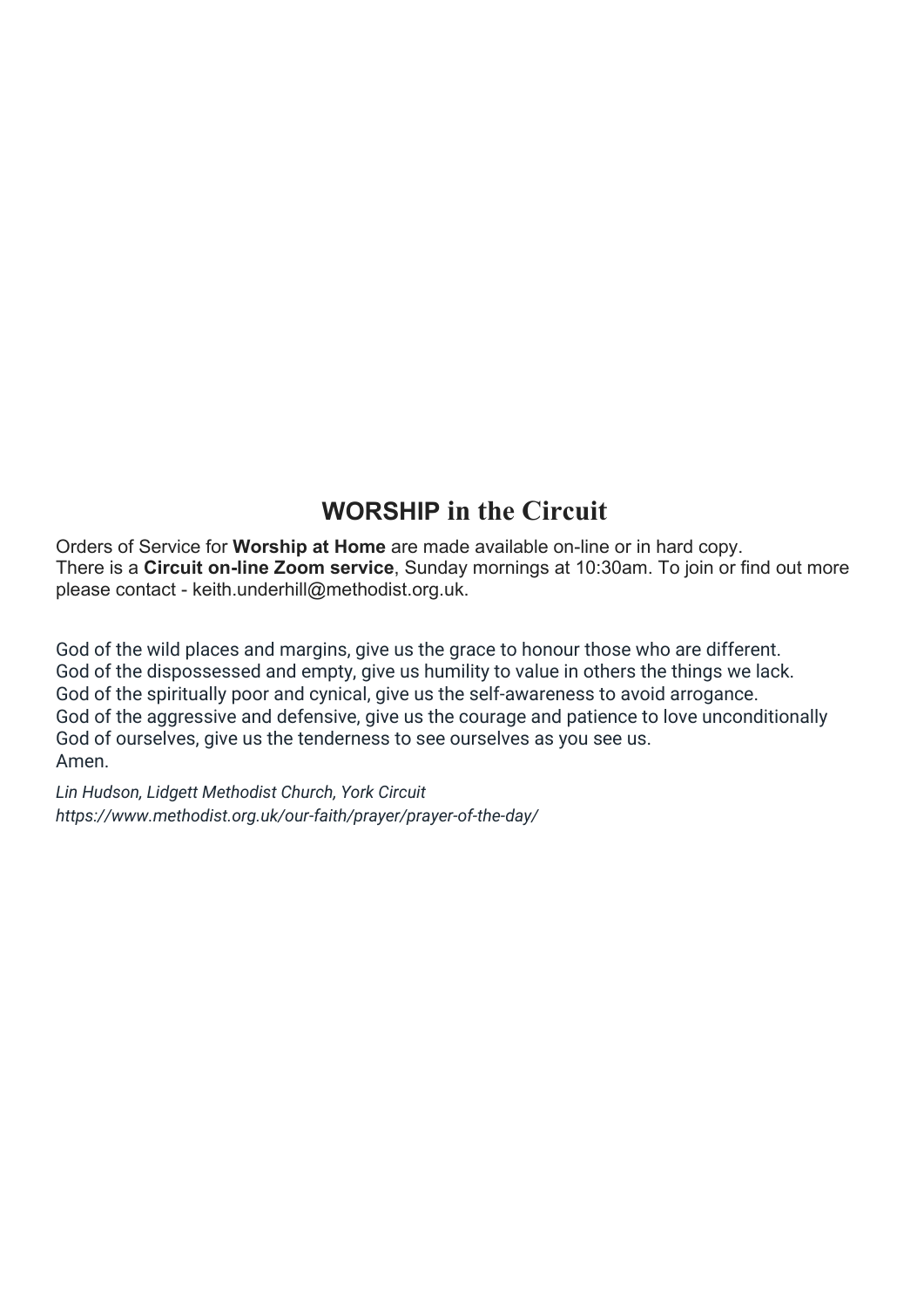## WORSHIP in the Circuit

Orders of Service for **Worship at Home** are made available on-line or in hard copy.
There is a **Circuit on-line Zoom service**, Sunday mornings at 10:30am. To join or find out more please contact - keith.underhill@methodist.org.uk.

God of the wild places and margins, give us the grace to honour those who are different.
God of the dispossessed and empty, give us humility to value in others the things we lack.
God of the spiritually poor and cynical, give us the self-awareness to avoid arrogance.
God of the aggressive and defensive, give us the courage and patience to love unconditionally
God of ourselves, give us the tenderness to see ourselves as you see us.
Amen.

*Lin Hudson, Lidgett Methodist Church, York Circuit*
*https://www.methodist.org.uk/our-faith/prayer/prayer-of-the-day/*